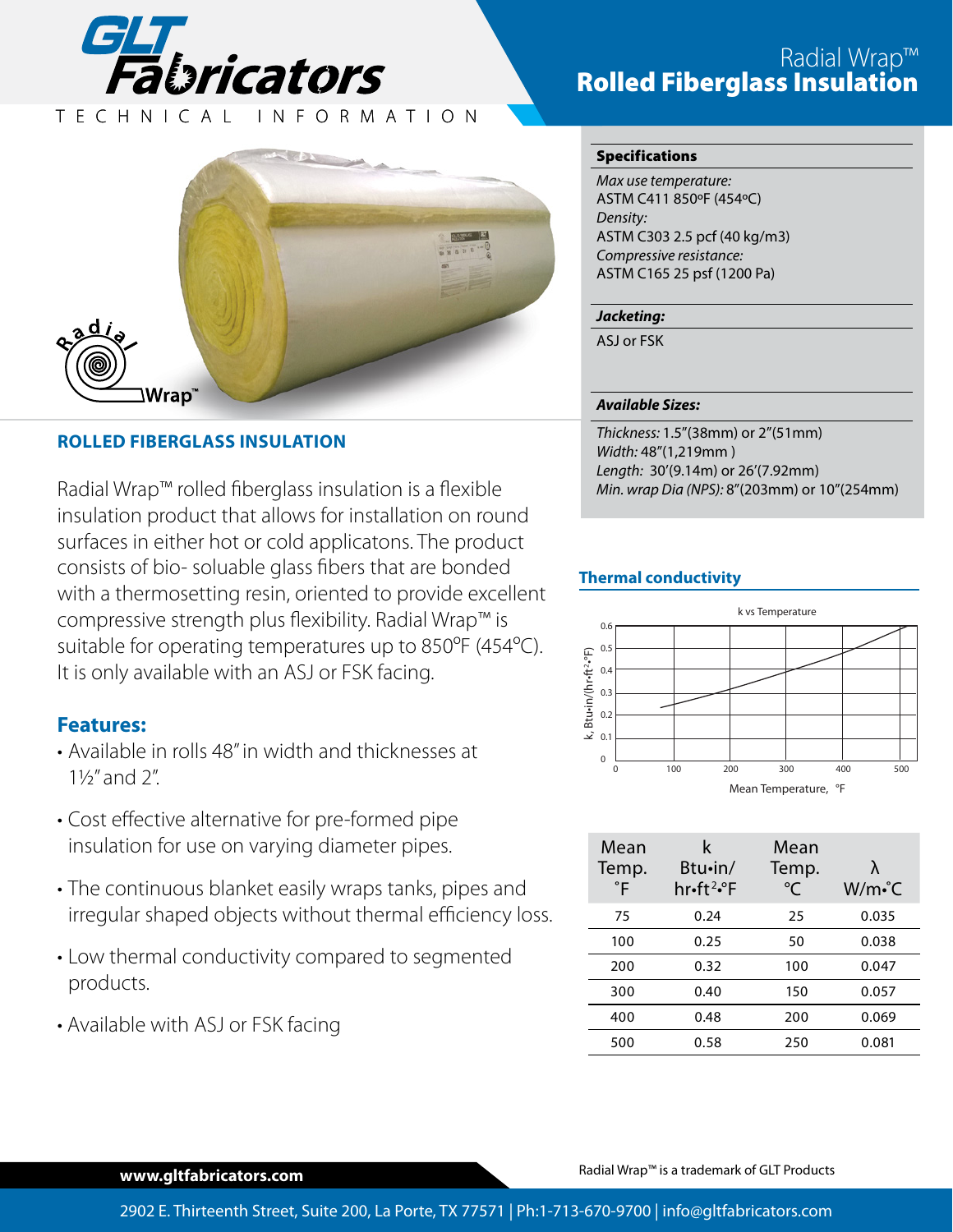# GLT Fabricators

TECHNICAL INFORMATION

## Radial Wrap™ Rolled Fiberglass Insulation

Radial Wrap™

## ROLLED FIBERGLASS INSULATION

Radial Wrap™ rolled fiberglass insulation is a flexible insulation product that allows for installation on round surfaces in either hot or cold applicatons. The product consists of bio- soluable glass fibers that are bonded with a thermosetting resin, oriented to provide excellent compressive strength plus flexibility. Radial Wrap™ is suitable for operating temperatures up to 850ºF (454ºC). It is only available with an ASJ or FSK facing.

### Features:

- Available in rolls 48" in width and thicknesses at 1½" and 2".
- Cost effective alternative for pre-formed pipe insulation for use on varying diameter pipes.
- The continuous blanket easily wraps tanks, pipes and irregular shaped objects without thermal efficiency loss.
- Low thermal conductivity compared to segmented products.
- Available with ASJ or FSK facing

### Specifications

*Max use temperature:*
ASTM C411 850ºF (454ºC)
*Density:*
ASTM C303 2.5 pcf (40 kg/m3)
*Compressive resistance:*
ASTM C165 25 psf (1200 Pa)

### *Jacketing:*

ASJ or FSK

### *Available Sizes:*

*Thickness:* 1.5"(38mm) or 2"(51mm)
*Width:* 48"(1,219mm )
*Length:* 30'(9.14m) or 26'(7.92m)
*Min. wrap Dia (NPS):* 8"(203mm) or 10"(254mm)

### Thermal conductivity

k vs Temperature

k, Btu•in/(hr•ft²•°F)

0.6
0.5
0.4
0.3
0.2
0.1
0

0 100 200 300 400 500

Mean Temperature, °F

| Mean Temp. ˚F | k Btu•in/ hr•ft²•°F | Mean Temp. ℃ | λ W/m•˚C |
|---|---|---|---|
| 75 | 0.24 | 25 | 0.035 |
| 100 | 0.25 | 50 | 0.038 |
| 200 | 0.32 | 100 | 0.047 |
| 300 | 0.40 | 150 | 0.057 |
| 400 | 0.48 | 200 | 0.069 |
| 500 | 0.58 | 250 | 0.081 |

www.gltfabricators.com

Radial Wrap™ is a trademark of GLT Products

2902 E. Thirteenth Street, Suite 200, La Porte, TX 77571 | Ph:1-713-670-9700 | info@gltfabricators.com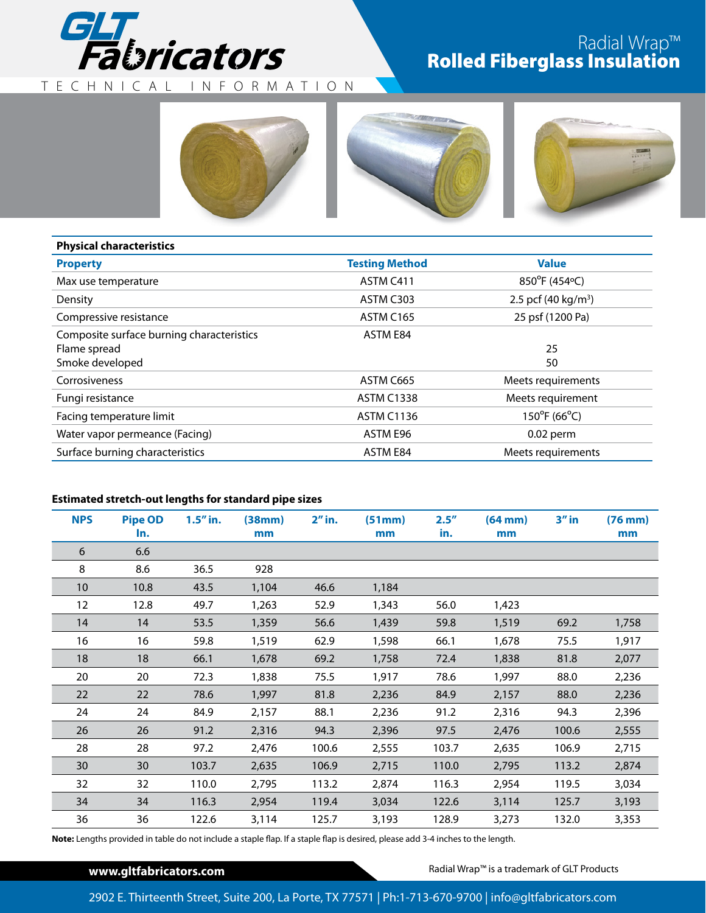# Radial Wrap™ Rolled Fiberglass Insulation

GLT Fabricators

TECHNICAL INFORMATION

**Physical characteristics**

| Property | Testing Method | Value |
|---|---|---|
| Max use temperature | ASTM C411 | 850°F (454°C) |
| Density | ASTM C303 | 2.5 pcf (40 kg/m$^3$) |
| Compressive resistance | ASTM C165 | 25 psf (1200 Pa) |
| Composite surface burning characteristics | ASTM E84 | |
| Flame spread | | 25 |
| Smoke developed | | 50 |
| Corrosiveness | ASTM C665 | Meets requirements |
| Fungi resistance | ASTM C1338 | Meets requirement |
| Facing temperature limit | ASTM C1136 | 150°F (66°C) |
| Water vapor permeance (Facing) | ASTM E96 | 0.02 perm |
| Surface burning characteristics | ASTM E84 | Meets requirements |

**Estimated stretch-out lengths for standard pipe sizes**

| NPS | Pipe OD In. | 1.5" in. | (38mm) mm | 2" in. | (51mm) mm | 2.5" in. | (64 mm) mm | 3" in | (76 mm) mm |
|---|---|---|---|---|---|---|---|---|---|
| 6 | 6.6 | | | | | | | | |
| 8 | 8.6 | 36.5 | 928 | | | | | | |
| 10 | 10.8 | 43.5 | 1,104 | 46.6 | 1,184 | | | | |
| 12 | 12.8 | 49.7 | 1,263 | 52.9 | 1,343 | 56.0 | 1,423 | | |
| 14 | 14 | 53.5 | 1,359 | 56.6 | 1,439 | 59.8 | 1,519 | 69.2 | 1,758 |
| 16 | 16 | 59.8 | 1,519 | 62.9 | 1,598 | 66.1 | 1,678 | 75.5 | 1,917 |
| 18 | 18 | 66.1 | 1,678 | 69.2 | 1,758 | 72.4 | 1,838 | 81.8 | 2,077 |
| 20 | 20 | 72.3 | 1,838 | 75.5 | 1,917 | 78.6 | 1,997 | 88.0 | 2,236 |
| 22 | 22 | 78.6 | 1,997 | 81.8 | 2,236 | 84.9 | 2,157 | 88.0 | 2,236 |
| 24 | 24 | 84.9 | 2,157 | 88.1 | 2,236 | 91.2 | 2,316 | 94.3 | 2,396 |
| 26 | 26 | 91.2 | 2,316 | 94.3 | 2,396 | 97.5 | 2,476 | 100.6 | 2,555 |
| 28 | 28 | 97.2 | 2,476 | 100.6 | 2,555 | 103.7 | 2,635 | 106.9 | 2,715 |
| 30 | 30 | 103.7 | 2,635 | 106.9 | 2,715 | 110.0 | 2,795 | 113.2 | 2,874 |
| 32 | 32 | 110.0 | 2,795 | 113.2 | 2,874 | 116.3 | 2,954 | 119.5 | 3,034 |
| 34 | 34 | 116.3 | 2,954 | 119.4 | 3,034 | 122.6 | 3,114 | 125.7 | 3,193 |
| 36 | 36 | 122.6 | 3,114 | 125.7 | 3,193 | 128.9 | 3,273 | 132.0 | 3,353 |

**Note:** Lengths provided in table do not include a staple flap. If a staple flap is desired, please add 3-4 inches to the length.

**www.gltfabricators.com**

Radial Wrap™ is a trademark of GLT Products

2902 E. Thirteenth Street, Suite 200, La Porte, TX 77571 | Ph:1-713-670-9700 | info@gltfabricators.com